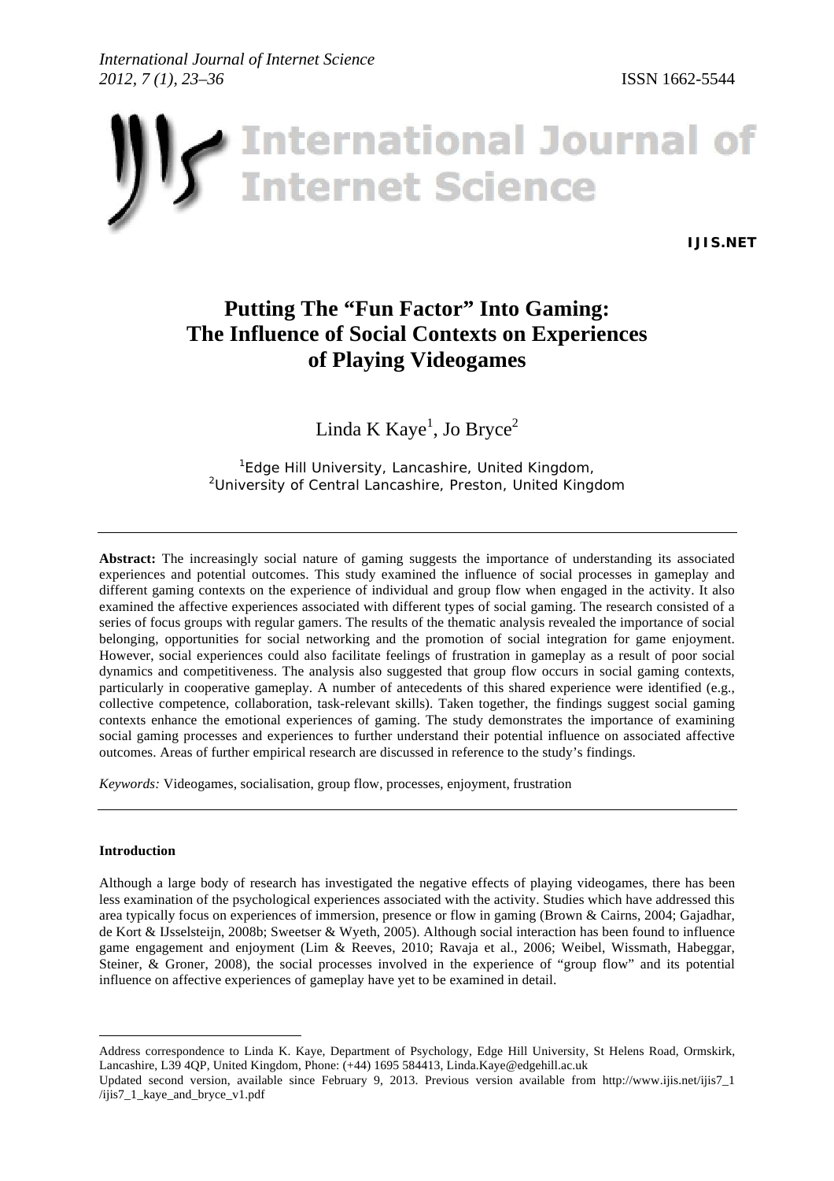# Putting The "Fun Factor" Into Gaming: The Influence of Social Contexts on Experiences of Playing Videogames

Linda K Kaye[1], Jo Bryce[2]

[1]Edge Hill University, Lancashire, United Kingdom,
[2]University of Central Lancashire, Preston, United Kingdom

**Abstract:** The increasingly social nature of gaming suggests the importance of understanding its associated experiences and potential outcomes. This study examined the influence of social processes in gameplay and different gaming contexts on the experience of individual and group flow when engaged in the activity. It also examined the affective experiences associated with different types of social gaming. The research consisted of a series of focus groups with regular gamers. The results of the thematic analysis revealed the importance of social belonging, opportunities for social networking and the promotion of social integration for game enjoyment. However, social experiences could also facilitate feelings of frustration in gameplay as a result of poor social dynamics and competitiveness. The analysis also suggested that group flow occurs in social gaming contexts, particularly in cooperative gameplay. A number of antecedents of this shared experience were identified (e.g., collective competence, collaboration, task-relevant skills). Taken together, the findings suggest social gaming contexts enhance the emotional experiences of gaming. The study demonstrates the importance of examining social gaming processes and experiences to further understand their potential influence on associated affective outcomes. Areas of further empirical research are discussed in reference to the study's findings.

*Keywords:* Videogames, socialisation, group flow, processes, enjoyment, frustration

## Introduction

Although a large body of research has investigated the negative effects of playing videogames, there has been less examination of the psychological experiences associated with the activity. Studies which have addressed this area typically focus on experiences of immersion, presence or flow in gaming (Brown & Cairns, 2004; Gajadhar, de Kort & IJsselsteijn, 2008b; Sweetser & Wyeth, 2005). Although social interaction has been found to influence game engagement and enjoyment (Lim & Reeves, 2010; Ravaja et al., 2006; Weibel, Wissmath, Habeggar, Steiner, & Groner, 2008), the social processes involved in the experience of "group flow" and its potential influence on affective experiences of gameplay have yet to be examined in detail.

---

Address correspondence to Linda K. Kaye, Department of Psychology, Edge Hill University, St Helens Road, Ormskirk, Lancashire, L39 4QP, United Kingdom, Phone: (+44) 1695 584413, Linda.Kaye@edgehill.ac.uk

Updated second version, available since February 9, 2013. Previous version available from http://www.ijis.net/ijis7_1/ijis7_1_kaye_and_bryce_v1.pdf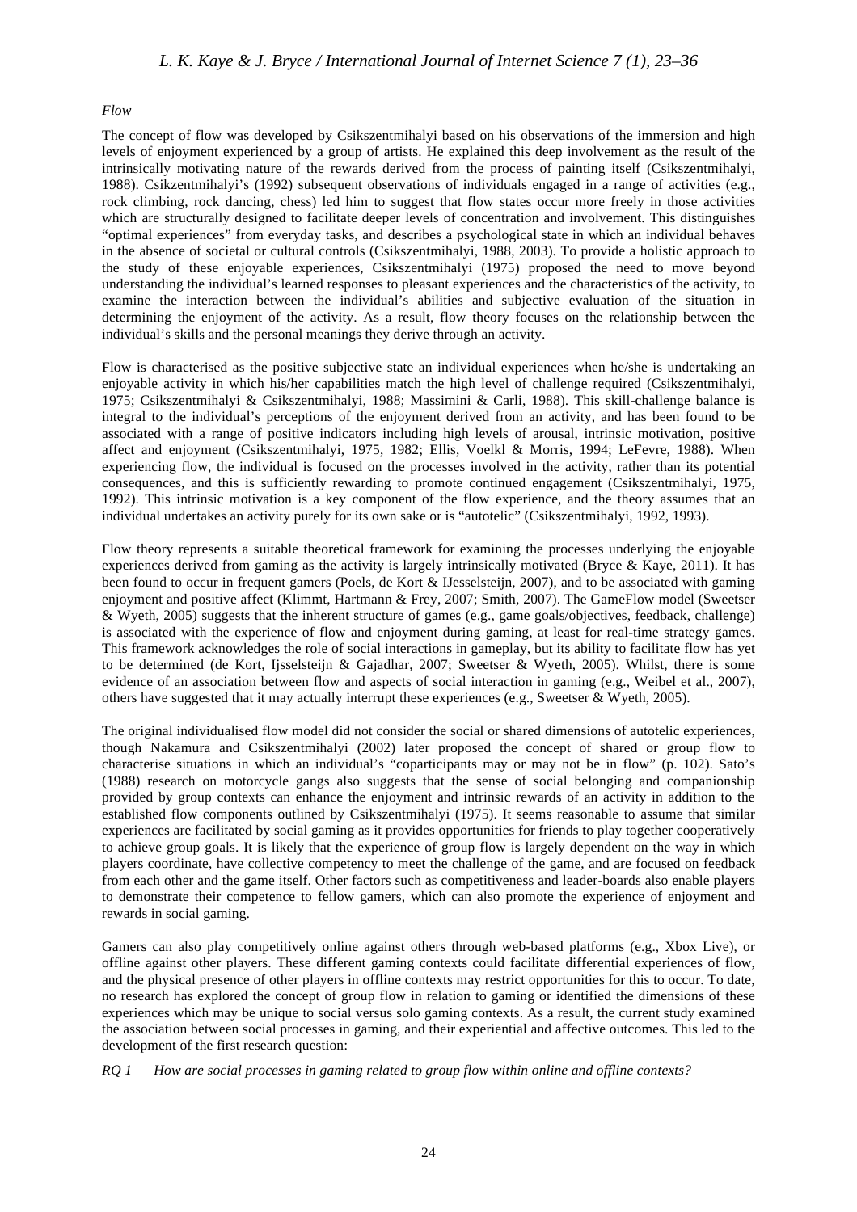*Flow*

The concept of flow was developed by Csikszentmihalyi based on his observations of the immersion and high levels of enjoyment experienced by a group of artists. He explained this deep involvement as the result of the intrinsically motivating nature of the rewards derived from the process of painting itself (Csikszentmihalyi, 1988). Csikzentmihalyi's (1992) subsequent observations of individuals engaged in a range of activities (e.g., rock climbing, rock dancing, chess) led him to suggest that flow states occur more freely in those activities which are structurally designed to facilitate deeper levels of concentration and involvement. This distinguishes "optimal experiences" from everyday tasks, and describes a psychological state in which an individual behaves in the absence of societal or cultural controls (Csikszentmihalyi, 1988, 2003). To provide a holistic approach to the study of these enjoyable experiences, Csikszentmihalyi (1975) proposed the need to move beyond understanding the individual's learned responses to pleasant experiences and the characteristics of the activity, to examine the interaction between the individual's abilities and subjective evaluation of the situation in determining the enjoyment of the activity. As a result, flow theory focuses on the relationship between the individual's skills and the personal meanings they derive through an activity.

Flow is characterised as the positive subjective state an individual experiences when he/she is undertaking an enjoyable activity in which his/her capabilities match the high level of challenge required (Csikszentmihalyi, 1975; Csikszentmihalyi & Csikszentmihalyi, 1988; Massimini & Carli, 1988). This skill-challenge balance is integral to the individual's perceptions of the enjoyment derived from an activity, and has been found to be associated with a range of positive indicators including high levels of arousal, intrinsic motivation, positive affect and enjoyment (Csikszentmihalyi, 1975, 1982; Ellis, Voelkl & Morris, 1994; LeFevre, 1988). When experiencing flow, the individual is focused on the processes involved in the activity, rather than its potential consequences, and this is sufficiently rewarding to promote continued engagement (Csikszentmihalyi, 1975, 1992). This intrinsic motivation is a key component of the flow experience, and the theory assumes that an individual undertakes an activity purely for its own sake or is "autotelic" (Csikszentmihalyi, 1992, 1993).

Flow theory represents a suitable theoretical framework for examining the processes underlying the enjoyable experiences derived from gaming as the activity is largely intrinsically motivated (Bryce & Kaye, 2011). It has been found to occur in frequent gamers (Poels, de Kort & IJesselsteijn, 2007), and to be associated with gaming enjoyment and positive affect (Klimmt, Hartmann & Frey, 2007; Smith, 2007). The GameFlow model (Sweetser & Wyeth, 2005) suggests that the inherent structure of games (e.g., game goals/objectives, feedback, challenge) is associated with the experience of flow and enjoyment during gaming, at least for real-time strategy games. This framework acknowledges the role of social interactions in gameplay, but its ability to facilitate flow has yet to be determined (de Kort, Ijsselsteijn & Gajadhar, 2007; Sweetser & Wyeth, 2005). Whilst, there is some evidence of an association between flow and aspects of social interaction in gaming (e.g., Weibel et al., 2007), others have suggested that it may actually interrupt these experiences (e.g., Sweetser & Wyeth, 2005).

The original individualised flow model did not consider the social or shared dimensions of autotelic experiences, though Nakamura and Csikszentmihalyi (2002) later proposed the concept of shared or group flow to characterise situations in which an individual's "coparticipants may or may not be in flow" (p. 102). Sato's (1988) research on motorcycle gangs also suggests that the sense of social belonging and companionship provided by group contexts can enhance the enjoyment and intrinsic rewards of an activity in addition to the established flow components outlined by Csikszentmihalyi (1975). It seems reasonable to assume that similar experiences are facilitated by social gaming as it provides opportunities for friends to play together cooperatively to achieve group goals. It is likely that the experience of group flow is largely dependent on the way in which players coordinate, have collective competency to meet the challenge of the game, and are focused on feedback from each other and the game itself. Other factors such as competitiveness and leader-boards also enable players to demonstrate their competence to fellow gamers, which can also promote the experience of enjoyment and rewards in social gaming.

Gamers can also play competitively online against others through web-based platforms (e.g., Xbox Live), or offline against other players. These different gaming contexts could facilitate differential experiences of flow, and the physical presence of other players in offline contexts may restrict opportunities for this to occur. To date, no research has explored the concept of group flow in relation to gaming or identified the dimensions of these experiences which may be unique to social versus solo gaming contexts. As a result, the current study examined the association between social processes in gaming, and their experiential and affective outcomes. This led to the development of the first research question:

*RQ 1 How are social processes in gaming related to group flow within online and offline contexts?*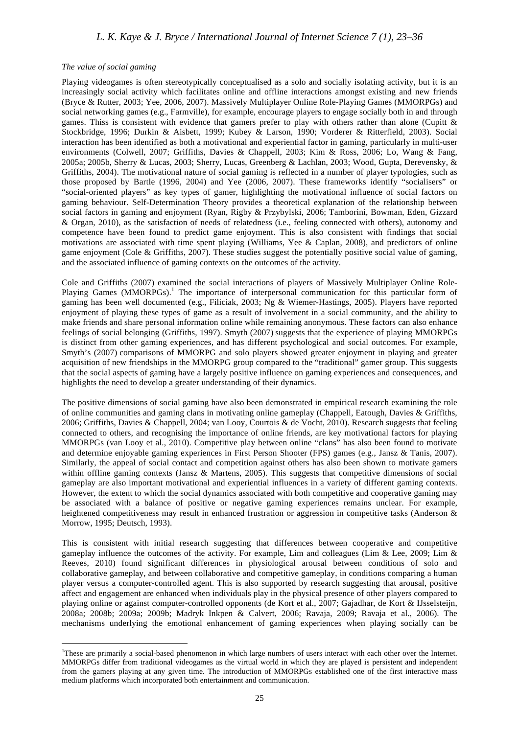*The value of social gaming*

Playing videogames is often stereotypically conceptualised as a solo and socially isolating activity, but it is an increasingly social activity which facilitates online and offline interactions amongst existing and new friends (Bryce & Rutter, 2003; Yee, 2006, 2007). Massively Multiplayer Online Role-Playing Games (MMORPGs) and social networking games (e.g., Farmville), for example, encourage players to engage socially both in and through games. Thiss is consistent with evidence that gamers prefer to play with others rather than alone (Cupitt & Stockbridge, 1996; Durkin & Aisbett, 1999; Kubey & Larson, 1990; Vorderer & Ritterfield, 2003). Social interaction has been identified as both a motivational and experiential factor in gaming, particularly in multi-user environments (Colwell, 2007; Griffiths, Davies & Chappell, 2003; Kim & Ross, 2006; Lo, Wang & Fang, 2005a; 2005b, Sherry & Lucas, 2003; Sherry, Lucas, Greenberg & Lachlan, 2003; Wood, Gupta, Derevensky, & Griffiths, 2004). The motivational nature of social gaming is reflected in a number of player typologies, such as those proposed by Bartle (1996, 2004) and Yee (2006, 2007). These frameworks identify "socialisers" or "social-oriented players" as key types of gamer, highlighting the motivational influence of social factors on gaming behaviour. Self-Determination Theory provides a theoretical explanation of the relationship between social factors in gaming and enjoyment (Ryan, Rigby & Przybylski, 2006; Tamborini, Bowman, Eden, Gizzard & Organ, 2010), as the satisfaction of needs of relatedness (i.e., feeling connected with others), autonomy and competence have been found to predict game enjoyment. This is also consistent with findings that social motivations are associated with time spent playing (Williams, Yee & Caplan, 2008), and predictors of online game enjoyment (Cole & Griffiths, 2007). These studies suggest the potentially positive social value of gaming, and the associated influence of gaming contexts on the outcomes of the activity.

Cole and Griffiths (2007) examined the social interactions of players of Massively Multiplayer Online Role-Playing Games (MMORPGs).[1] The importance of interpersonal communication for this particular form of gaming has been well documented (e.g., Filiciak, 2003; Ng & Wiemer-Hastings, 2005). Players have reported enjoyment of playing these types of game as a result of involvement in a social community, and the ability to make friends and share personal information online while remaining anonymous. These factors can also enhance feelings of social belonging (Griffiths, 1997). Smyth (2007) suggests that the experience of playing MMORPGs is distinct from other gaming experiences, and has different psychological and social outcomes. For example, Smyth's (2007) comparisons of MMORPG and solo players showed greater enjoyment in playing and greater acquisition of new friendships in the MMORPG group compared to the "traditional" gamer group. This suggests that the social aspects of gaming have a largely positive influence on gaming experiences and consequences, and highlights the need to develop a greater understanding of their dynamics.

The positive dimensions of social gaming have also been demonstrated in empirical research examining the role of online communities and gaming clans in motivating online gameplay (Chappell, Eatough, Davies & Griffiths, 2006; Griffiths, Davies & Chappell, 2004; van Looy, Courtois & de Vocht, 2010). Research suggests that feeling connected to others, and recognising the importance of online friends, are key motivational factors for playing MMORPGs (van Looy et al., 2010). Competitive play between online "clans" has also been found to motivate and determine enjoyable gaming experiences in First Person Shooter (FPS) games (e.g., Jansz & Tanis, 2007). Similarly, the appeal of social contact and competition against others has also been shown to motivate gamers within offline gaming contexts (Jansz & Martens, 2005). This suggests that competitive dimensions of social gameplay are also important motivational and experiential influences in a variety of different gaming contexts. However, the extent to which the social dynamics associated with both competitive and cooperative gaming may be associated with a balance of positive or negative gaming experiences remains unclear. For example, heightened competitiveness may result in enhanced frustration or aggression in competitive tasks (Anderson & Morrow, 1995; Deutsch, 1993).

This is consistent with initial research suggesting that differences between cooperative and competitive gameplay influence the outcomes of the activity. For example, Lim and colleagues (Lim & Lee, 2009; Lim & Reeves, 2010) found significant differences in physiological arousal between conditions of solo and collaborative gameplay, and between collaborative and competitive gameplay, in conditions comparing a human player versus a computer-controlled agent. This is also supported by research suggesting that arousal, positive affect and engagement are enhanced when individuals play in the physical presence of other players compared to playing online or against computer-controlled opponents (de Kort et al., 2007; Gajadhar, de Kort & IJsselsteijn, 2008a; 2008b; 2009a; 2009b; Madryk Inkpen & Calvert, 2006; Ravaja, 2009; Ravaja et al., 2006). The mechanisms underlying the emotional enhancement of gaming experiences when playing socially can be

---

[1] These are primarily a social-based phenomenon in which large numbers of users interact with each other over the Internet. MMORPGs differ from traditional videogames as the virtual world in which they are played is persistent and independent from the gamers playing at any given time. The introduction of MMORPGs established one of the first interactive mass medium platforms which incorporated both entertainment and communication.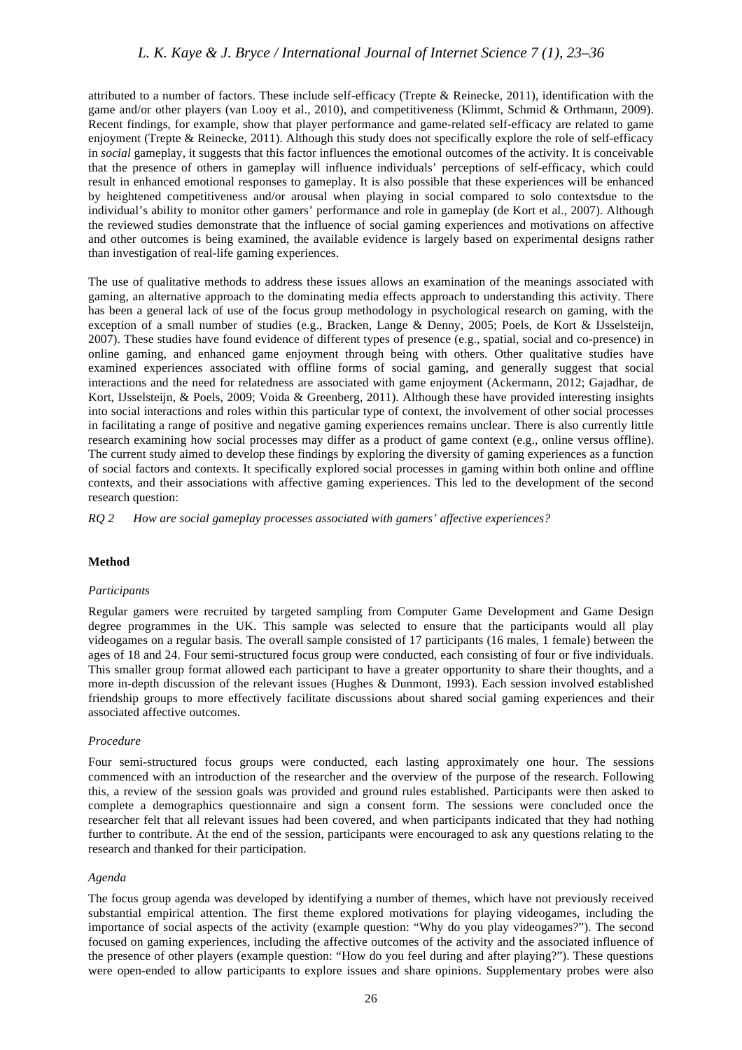attributed to a number of factors. These include self-efficacy (Trepte & Reinecke, 2011), identification with the game and/or other players (van Looy et al., 2010), and competitiveness (Klimmt, Schmid & Orthmann, 2009). Recent findings, for example, show that player performance and game-related self-efficacy are related to game enjoyment (Trepte & Reinecke, 2011). Although this study does not specifically explore the role of self-efficacy in *social* gameplay, it suggests that this factor influences the emotional outcomes of the activity. It is conceivable that the presence of others in gameplay will influence individuals' perceptions of self-efficacy, which could result in enhanced emotional responses to gameplay. It is also possible that these experiences will be enhanced by heightened competitiveness and/or arousal when playing in social compared to solo contextsdue to the individual's ability to monitor other gamers' performance and role in gameplay (de Kort et al., 2007). Although the reviewed studies demonstrate that the influence of social gaming experiences and motivations on affective and other outcomes is being examined, the available evidence is largely based on experimental designs rather than investigation of real-life gaming experiences.

The use of qualitative methods to address these issues allows an examination of the meanings associated with gaming, an alternative approach to the dominating media effects approach to understanding this activity. There has been a general lack of use of the focus group methodology in psychological research on gaming, with the exception of a small number of studies (e.g., Bracken, Lange & Denny, 2005; Poels, de Kort & IJsselsteijn, 2007). These studies have found evidence of different types of presence (e.g., spatial, social and co-presence) in online gaming, and enhanced game enjoyment through being with others. Other qualitative studies have examined experiences associated with offline forms of social gaming, and generally suggest that social interactions and the need for relatedness are associated with game enjoyment (Ackermann, 2012; Gajadhar, de Kort, IJsselsteijn, & Poels, 2009; Voida & Greenberg, 2011). Although these have provided interesting insights into social interactions and roles within this particular type of context, the involvement of other social processes in facilitating a range of positive and negative gaming experiences remains unclear. There is also currently little research examining how social processes may differ as a product of game context (e.g., online versus offline). The current study aimed to develop these findings by exploring the diversity of gaming experiences as a function of social factors and contexts. It specifically explored social processes in gaming within both online and offline contexts, and their associations with affective gaming experiences. This led to the development of the second research question:

*RQ 2    How are social gameplay processes associated with gamers' affective experiences?*

## Method

### *Participants*

Regular gamers were recruited by targeted sampling from Computer Game Development and Game Design degree programmes in the UK. This sample was selected to ensure that the participants would all play videogames on a regular basis. The overall sample consisted of 17 participants (16 males, 1 female) between the ages of 18 and 24. Four semi-structured focus group were conducted, each consisting of four or five individuals. This smaller group format allowed each participant to have a greater opportunity to share their thoughts, and a more in-depth discussion of the relevant issues (Hughes & Dunmont, 1993). Each session involved established friendship groups to more effectively facilitate discussions about shared social gaming experiences and their associated affective outcomes.

### *Procedure*

Four semi-structured focus groups were conducted, each lasting approximately one hour. The sessions commenced with an introduction of the researcher and the overview of the purpose of the research. Following this, a review of the session goals was provided and ground rules established. Participants were then asked to complete a demographics questionnaire and sign a consent form. The sessions were concluded once the researcher felt that all relevant issues had been covered, and when participants indicated that they had nothing further to contribute. At the end of the session, participants were encouraged to ask any questions relating to the research and thanked for their participation.

### *Agenda*

The focus group agenda was developed by identifying a number of themes, which have not previously received substantial empirical attention. The first theme explored motivations for playing videogames, including the importance of social aspects of the activity (example question: "Why do you play videogames?"). The second focused on gaming experiences, including the affective outcomes of the activity and the associated influence of the presence of other players (example question: "How do you feel during and after playing?"). These questions were open-ended to allow participants to explore issues and share opinions. Supplementary probes were also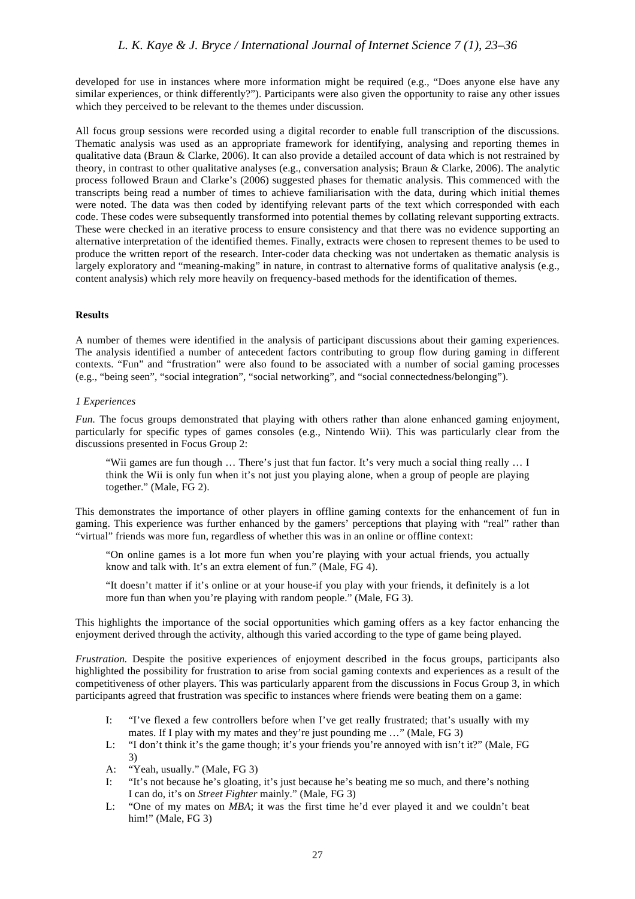developed for use in instances where more information might be required (e.g., "Does anyone else have any similar experiences, or think differently?"). Participants were also given the opportunity to raise any other issues which they perceived to be relevant to the themes under discussion.

All focus group sessions were recorded using a digital recorder to enable full transcription of the discussions. Thematic analysis was used as an appropriate framework for identifying, analysing and reporting themes in qualitative data (Braun & Clarke, 2006). It can also provide a detailed account of data which is not restrained by theory, in contrast to other qualitative analyses (e.g., conversation analysis; Braun & Clarke, 2006). The analytic process followed Braun and Clarke's (2006) suggested phases for thematic analysis. This commenced with the transcripts being read a number of times to achieve familiarisation with the data, during which initial themes were noted. The data was then coded by identifying relevant parts of the text which corresponded with each code. These codes were subsequently transformed into potential themes by collating relevant supporting extracts. These were checked in an iterative process to ensure consistency and that there was no evidence supporting an alternative interpretation of the identified themes. Finally, extracts were chosen to represent themes to be used to produce the written report of the research. Inter-coder data checking was not undertaken as thematic analysis is largely exploratory and "meaning-making" in nature, in contrast to alternative forms of qualitative analysis (e.g., content analysis) which rely more heavily on frequency-based methods for the identification of themes.

## Results

A number of themes were identified in the analysis of participant discussions about their gaming experiences. The analysis identified a number of antecedent factors contributing to group flow during gaming in different contexts. "Fun" and "frustration" were also found to be associated with a number of social gaming processes (e.g., "being seen", "social integration", "social networking", and "social connectedness/belonging").

### *1 Experiences*

*Fun.* The focus groups demonstrated that playing with others rather than alone enhanced gaming enjoyment, particularly for specific types of games consoles (e.g., Nintendo Wii). This was particularly clear from the discussions presented in Focus Group 2:

> "Wii games are fun though … There's just that fun factor. It's very much a social thing really … I think the Wii is only fun when it's not just you playing alone, when a group of people are playing together." (Male, FG 2).

This demonstrates the importance of other players in offline gaming contexts for the enhancement of fun in gaming. This experience was further enhanced by the gamers' perceptions that playing with "real" rather than "virtual" friends was more fun, regardless of whether this was in an online or offline context:

> "On online games is a lot more fun when you're playing with your actual friends, you actually know and talk with. It's an extra element of fun." (Male, FG 4).
>
> "It doesn't matter if it's online or at your house-if you play with your friends, it definitely is a lot more fun than when you're playing with random people." (Male, FG 3).

This highlights the importance of the social opportunities which gaming offers as a key factor enhancing the enjoyment derived through the activity, although this varied according to the type of game being played.

*Frustration.* Despite the positive experiences of enjoyment described in the focus groups, participants also highlighted the possibility for frustration to arise from social gaming contexts and experiences as a result of the competitiveness of other players. This was particularly apparent from the discussions in Focus Group 3, in which participants agreed that frustration was specific to instances where friends were beating them on a game:

> I: "I've flexed a few controllers before when I've get really frustrated; that's usually with my mates. If I play with my mates and they're just pounding me …" (Male, FG 3)
>
> L: "I don't think it's the game though; it's your friends you're annoyed with isn't it?" (Male, FG 3)
>
> A: "Yeah, usually." (Male, FG 3)
>
> I: "It's not because he's gloating, it's just because he's beating me so much, and there's nothing I can do, it's on *Street Fighter* mainly." (Male, FG 3)
>
> L: "One of my mates on *MBA*; it was the first time he'd ever played it and we couldn't beat him!" (Male, FG 3)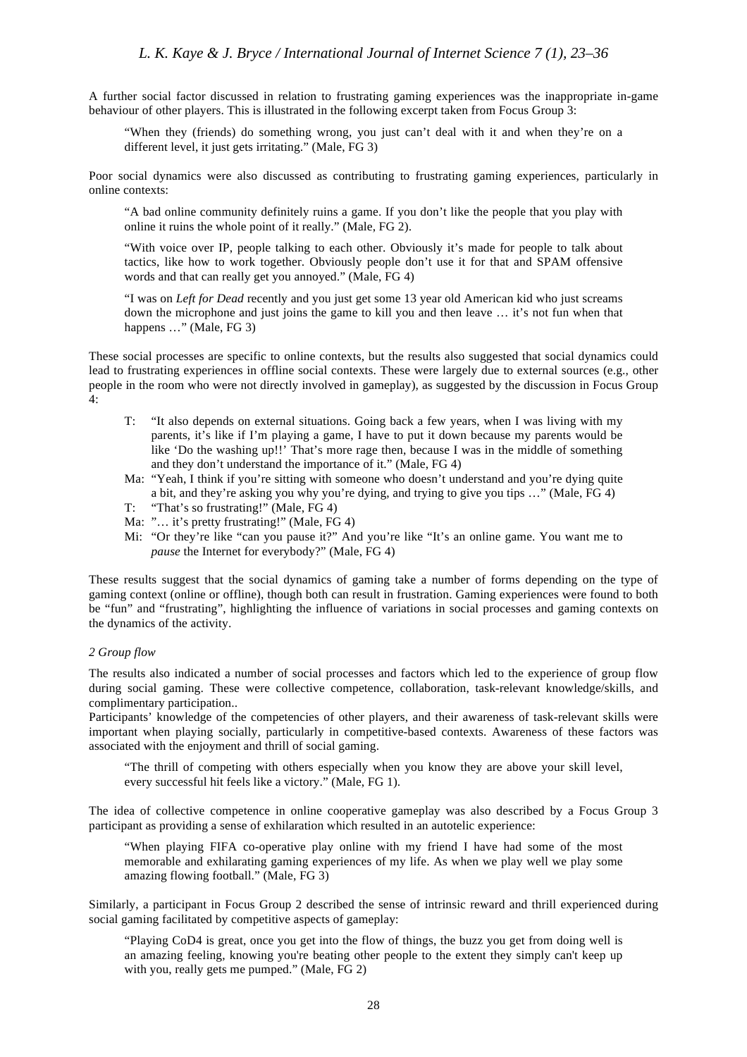A further social factor discussed in relation to frustrating gaming experiences was the inappropriate in-game behaviour of other players. This is illustrated in the following excerpt taken from Focus Group 3:

> "When they (friends) do something wrong, you just can't deal with it and when they're on a different level, it just gets irritating." (Male, FG 3)

Poor social dynamics were also discussed as contributing to frustrating gaming experiences, particularly in online contexts:

> "A bad online community definitely ruins a game. If you don't like the people that you play with online it ruins the whole point of it really." (Male, FG 2).

> "With voice over IP, people talking to each other. Obviously it's made for people to talk about tactics, like how to work together. Obviously people don't use it for that and SPAM offensive words and that can really get you annoyed." (Male, FG 4)

> "I was on *Left for Dead* recently and you just get some 13 year old American kid who just screams down the microphone and just joins the game to kill you and then leave … it's not fun when that happens …" (Male, FG 3)

These social processes are specific to online contexts, but the results also suggested that social dynamics could lead to frustrating experiences in offline social contexts. These were largely due to external sources (e.g., other people in the room who were not directly involved in gameplay), as suggested by the discussion in Focus Group 4:

> T: "It also depends on external situations. Going back a few years, when I was living with my parents, it's like if I'm playing a game, I have to put it down because my parents would be like 'Do the washing up!!' That's more rage then, because I was in the middle of something and they don't understand the importance of it." (Male, FG 4)
>
> Ma: "Yeah, I think if you're sitting with someone who doesn't understand and you're dying quite a bit, and they're asking you why you're dying, and trying to give you tips …" (Male, FG 4)
>
> T: "That's so frustrating!" (Male, FG 4)
>
> Ma: "… it's pretty frustrating!" (Male, FG 4)
>
> Mi: "Or they're like "can you pause it?" And you're like "It's an online game. You want me to *pause* the Internet for everybody?" (Male, FG 4)

These results suggest that the social dynamics of gaming take a number of forms depending on the type of gaming context (online or offline), though both can result in frustration. Gaming experiences were found to both be "fun" and "frustrating", highlighting the influence of variations in social processes and gaming contexts on the dynamics of the activity.

*2 Group flow*

The results also indicated a number of social processes and factors which led to the experience of group flow during social gaming. These were collective competence, collaboration, task-relevant knowledge/skills, and complimentary participation..

Participants' knowledge of the competencies of other players, and their awareness of task-relevant skills were important when playing socially, particularly in competitive-based contexts. Awareness of these factors was associated with the enjoyment and thrill of social gaming.

> "The thrill of competing with others especially when you know they are above your skill level, every successful hit feels like a victory." (Male, FG 1).

The idea of collective competence in online cooperative gameplay was also described by a Focus Group 3 participant as providing a sense of exhilaration which resulted in an autotelic experience:

> "When playing FIFA co-operative play online with my friend I have had some of the most memorable and exhilarating gaming experiences of my life. As when we play well we play some amazing flowing football." (Male, FG 3)

Similarly, a participant in Focus Group 2 described the sense of intrinsic reward and thrill experienced during social gaming facilitated by competitive aspects of gameplay:

> "Playing CoD4 is great, once you get into the flow of things, the buzz you get from doing well is an amazing feeling, knowing you're beating other people to the extent they simply can't keep up with you, really gets me pumped." (Male, FG 2)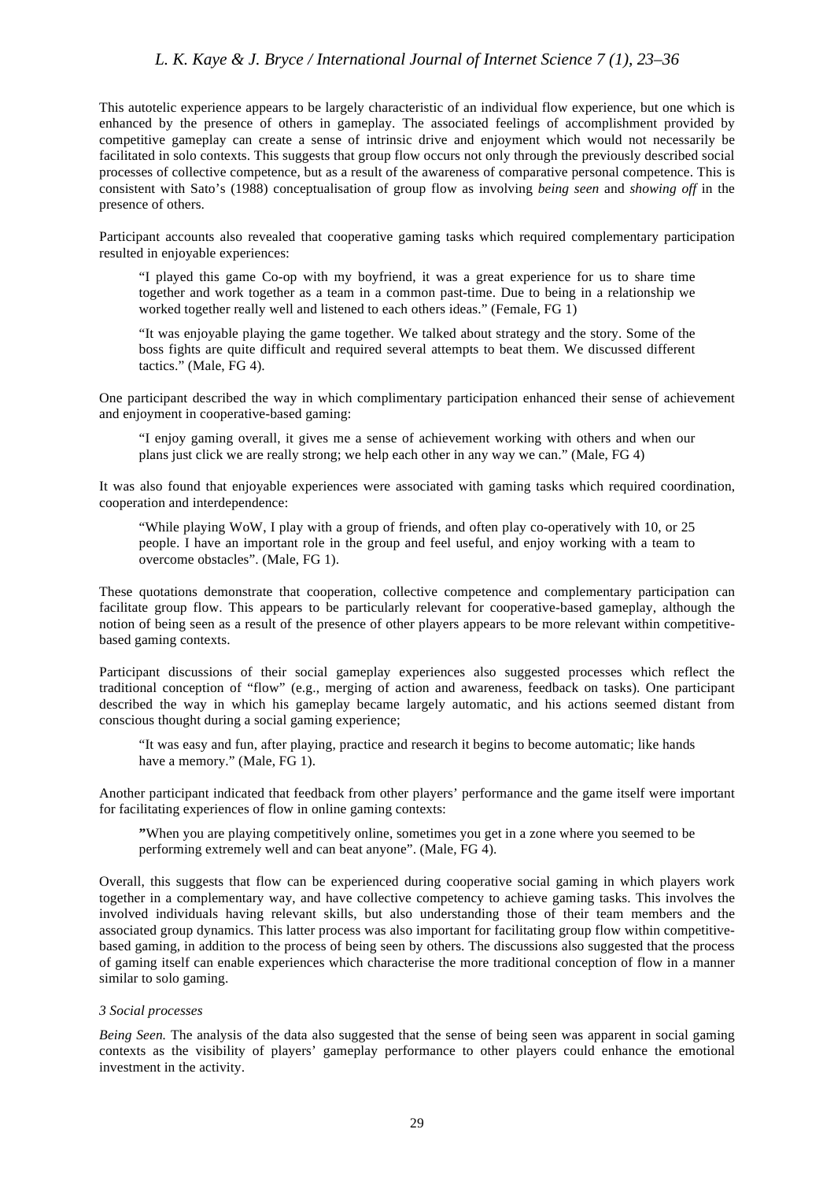This autotelic experience appears to be largely characteristic of an individual flow experience, but one which is enhanced by the presence of others in gameplay. The associated feelings of accomplishment provided by competitive gameplay can create a sense of intrinsic drive and enjoyment which would not necessarily be facilitated in solo contexts. This suggests that group flow occurs not only through the previously described social processes of collective competence, but as a result of the awareness of comparative personal competence. This is consistent with Sato's (1988) conceptualisation of group flow as involving *being seen* and *showing off* in the presence of others.

Participant accounts also revealed that cooperative gaming tasks which required complementary participation resulted in enjoyable experiences:

> "I played this game Co-op with my boyfriend, it was a great experience for us to share time together and work together as a team in a common past-time. Due to being in a relationship we worked together really well and listened to each others ideas." (Female, FG 1)

> "It was enjoyable playing the game together. We talked about strategy and the story. Some of the boss fights are quite difficult and required several attempts to beat them. We discussed different tactics." (Male, FG 4).

One participant described the way in which complimentary participation enhanced their sense of achievement and enjoyment in cooperative-based gaming:

> "I enjoy gaming overall, it gives me a sense of achievement working with others and when our plans just click we are really strong; we help each other in any way we can." (Male, FG 4)

It was also found that enjoyable experiences were associated with gaming tasks which required coordination, cooperation and interdependence:

> "While playing WoW, I play with a group of friends, and often play co-operatively with 10, or 25 people. I have an important role in the group and feel useful, and enjoy working with a team to overcome obstacles". (Male, FG 1).

These quotations demonstrate that cooperation, collective competence and complementary participation can facilitate group flow. This appears to be particularly relevant for cooperative-based gameplay, although the notion of being seen as a result of the presence of other players appears to be more relevant within competitive-based gaming contexts.

Participant discussions of their social gameplay experiences also suggested processes which reflect the traditional conception of "flow" (e.g., merging of action and awareness, feedback on tasks). One participant described the way in which his gameplay became largely automatic, and his actions seemed distant from conscious thought during a social gaming experience;

> "It was easy and fun, after playing, practice and research it begins to become automatic; like hands have a memory." (Male, FG 1).

Another participant indicated that feedback from other players' performance and the game itself were important for facilitating experiences of flow in online gaming contexts:

> "When you are playing competitively online, sometimes you get in a zone where you seemed to be performing extremely well and can beat anyone". (Male, FG 4).

Overall, this suggests that flow can be experienced during cooperative social gaming in which players work together in a complementary way, and have collective competency to achieve gaming tasks. This involves the involved individuals having relevant skills, but also understanding those of their team members and the associated group dynamics. This latter process was also important for facilitating group flow within competitive-based gaming, in addition to the process of being seen by others. The discussions also suggested that the process of gaming itself can enable experiences which characterise the more traditional conception of flow in a manner similar to solo gaming.

### *3 Social processes*

*Being Seen.* The analysis of the data also suggested that the sense of being seen was apparent in social gaming contexts as the visibility of players' gameplay performance to other players could enhance the emotional investment in the activity.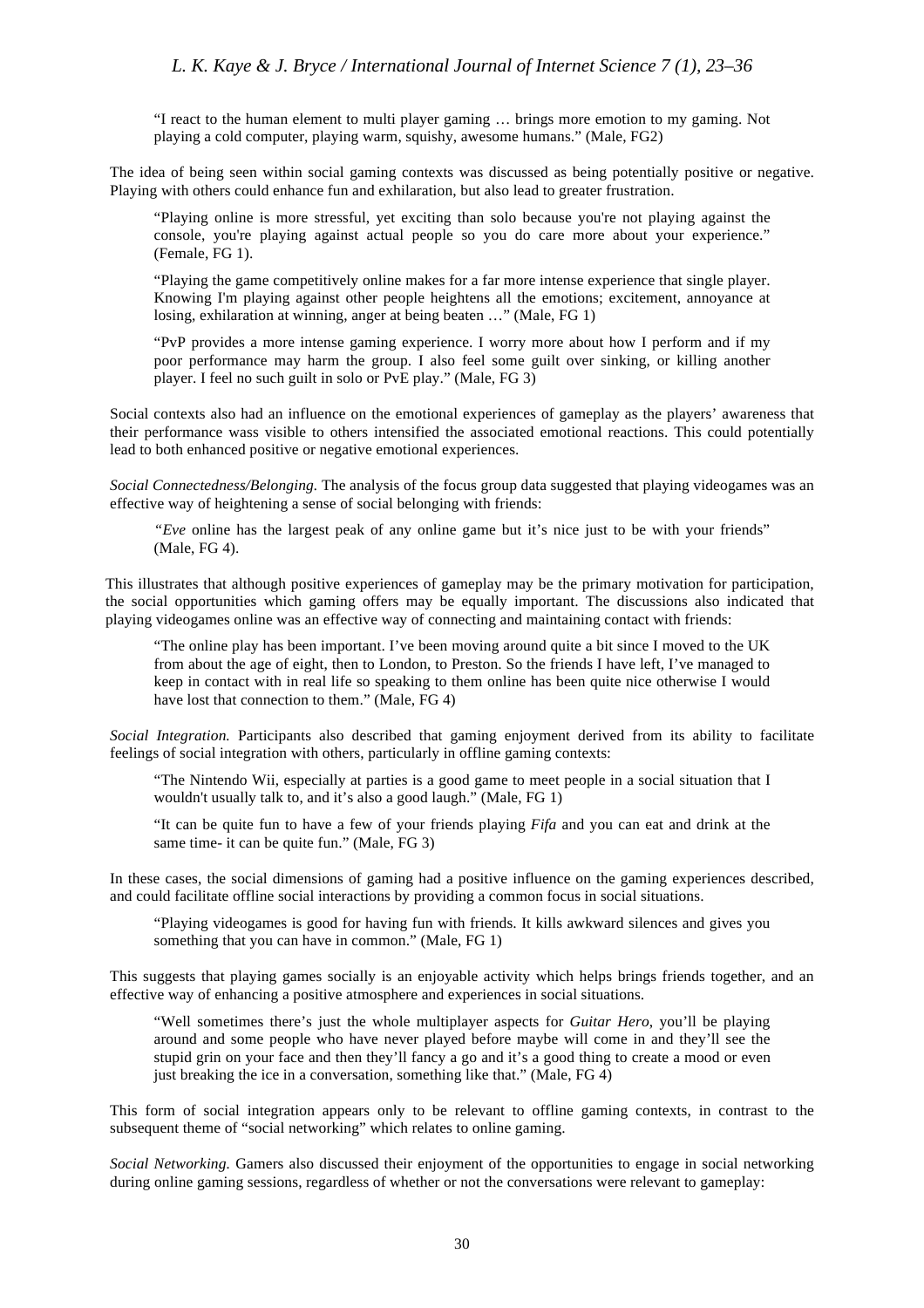> "I react to the human element to multi player gaming … brings more emotion to my gaming. Not playing a cold computer, playing warm, squishy, awesome humans." (Male, FG2)

The idea of being seen within social gaming contexts was discussed as being potentially positive or negative. Playing with others could enhance fun and exhilaration, but also lead to greater frustration.

> "Playing online is more stressful, yet exciting than solo because you're not playing against the console, you're playing against actual people so you do care more about your experience." (Female, FG 1).

> "Playing the game competitively online makes for a far more intense experience that single player. Knowing I'm playing against other people heightens all the emotions; excitement, annoyance at losing, exhilaration at winning, anger at being beaten …" (Male, FG 1)

> "PvP provides a more intense gaming experience. I worry more about how I perform and if my poor performance may harm the group. I also feel some guilt over sinking, or killing another player. I feel no such guilt in solo or PvE play." (Male, FG 3)

Social contexts also had an influence on the emotional experiences of gameplay as the players' awareness that their performance wass visible to others intensified the associated emotional reactions. This could potentially lead to both enhanced positive or negative emotional experiences.

*Social Connectedness/Belonging.* The analysis of the focus group data suggested that playing videogames was an effective way of heightening a sense of social belonging with friends:

> "*Eve* online has the largest peak of any online game but it's nice just to be with your friends" (Male, FG 4).

This illustrates that although positive experiences of gameplay may be the primary motivation for participation, the social opportunities which gaming offers may be equally important. The discussions also indicated that playing videogames online was an effective way of connecting and maintaining contact with friends:

> "The online play has been important. I've been moving around quite a bit since I moved to the UK from about the age of eight, then to London, to Preston. So the friends I have left, I've managed to keep in contact with in real life so speaking to them online has been quite nice otherwise I would have lost that connection to them." (Male, FG 4)

*Social Integration.* Participants also described that gaming enjoyment derived from its ability to facilitate feelings of social integration with others, particularly in offline gaming contexts:

> "The Nintendo Wii, especially at parties is a good game to meet people in a social situation that I wouldn't usually talk to, and it's also a good laugh." (Male, FG 1)

> "It can be quite fun to have a few of your friends playing *Fifa* and you can eat and drink at the same time- it can be quite fun." (Male, FG 3)

In these cases, the social dimensions of gaming had a positive influence on the gaming experiences described, and could facilitate offline social interactions by providing a common focus in social situations.

> "Playing videogames is good for having fun with friends. It kills awkward silences and gives you something that you can have in common." (Male, FG 1)

This suggests that playing games socially is an enjoyable activity which helps brings friends together, and an effective way of enhancing a positive atmosphere and experiences in social situations.

> "Well sometimes there's just the whole multiplayer aspects for *Guitar Hero*, you'll be playing around and some people who have never played before maybe will come in and they'll see the stupid grin on your face and then they'll fancy a go and it's a good thing to create a mood or even just breaking the ice in a conversation, something like that." (Male, FG 4)

This form of social integration appears only to be relevant to offline gaming contexts, in contrast to the subsequent theme of "social networking" which relates to online gaming.

*Social Networking.* Gamers also discussed their enjoyment of the opportunities to engage in social networking during online gaming sessions, regardless of whether or not the conversations were relevant to gameplay: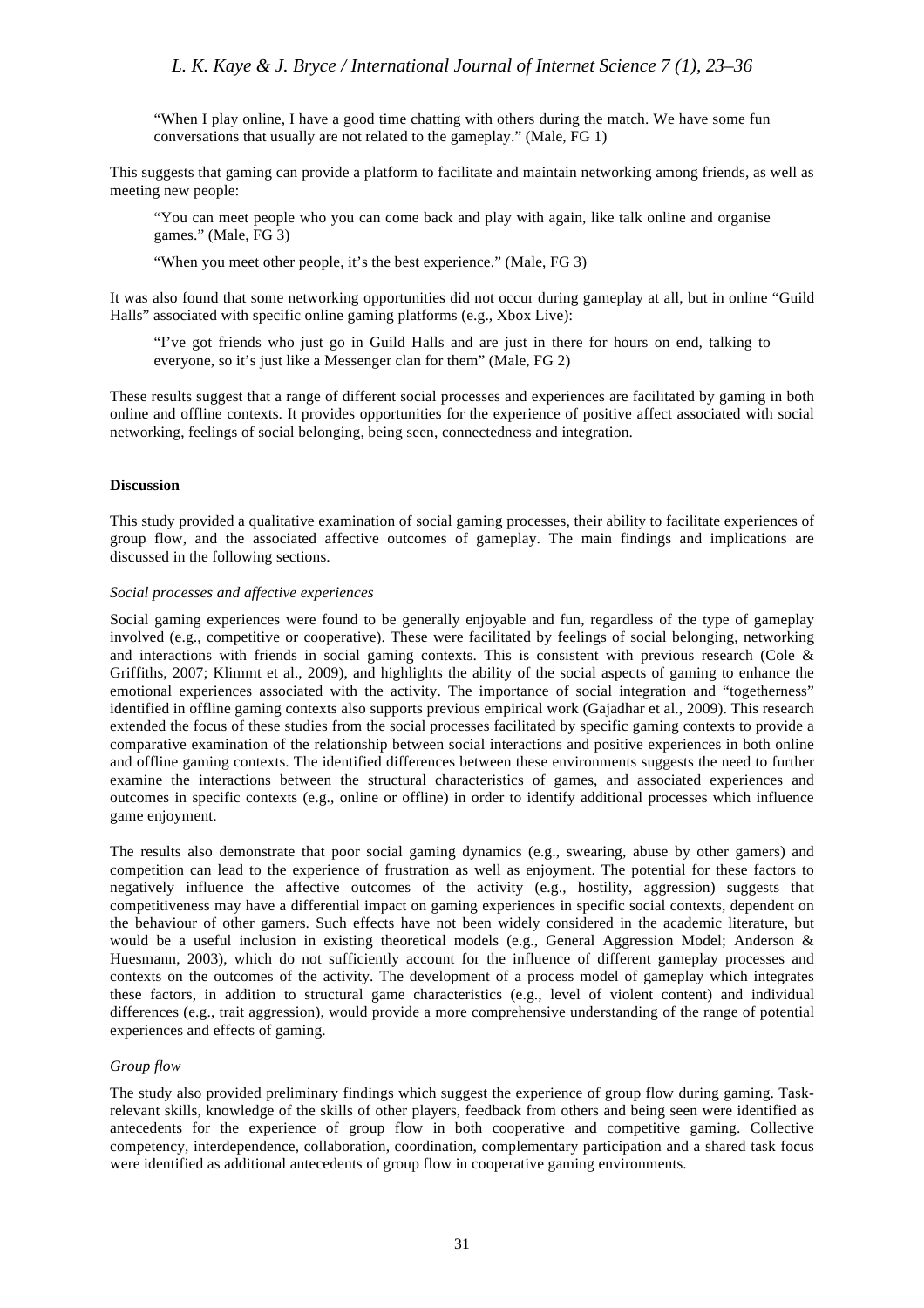"When I play online, I have a good time chatting with others during the match. We have some fun conversations that usually are not related to the gameplay." (Male, FG 1)

This suggests that gaming can provide a platform to facilitate and maintain networking among friends, as well as meeting new people:

> "You can meet people who you can come back and play with again, like talk online and organise games." (Male, FG 3)
>
> "When you meet other people, it's the best experience." (Male, FG 3)

It was also found that some networking opportunities did not occur during gameplay at all, but in online "Guild Halls" associated with specific online gaming platforms (e.g., Xbox Live):

> "I've got friends who just go in Guild Halls and are just in there for hours on end, talking to everyone, so it's just like a Messenger clan for them" (Male, FG 2)

These results suggest that a range of different social processes and experiences are facilitated by gaming in both online and offline contexts. It provides opportunities for the experience of positive affect associated with social networking, feelings of social belonging, being seen, connectedness and integration.

**Discussion**

This study provided a qualitative examination of social gaming processes, their ability to facilitate experiences of group flow, and the associated affective outcomes of gameplay. The main findings and implications are discussed in the following sections.

*Social processes and affective experiences*

Social gaming experiences were found to be generally enjoyable and fun, regardless of the type of gameplay involved (e.g., competitive or cooperative). These were facilitated by feelings of social belonging, networking and interactions with friends in social gaming contexts. This is consistent with previous research (Cole & Griffiths, 2007; Klimmt et al., 2009), and highlights the ability of the social aspects of gaming to enhance the emotional experiences associated with the activity. The importance of social integration and "togetherness" identified in offline gaming contexts also supports previous empirical work (Gajadhar et al., 2009). This research extended the focus of these studies from the social processes facilitated by specific gaming contexts to provide a comparative examination of the relationship between social interactions and positive experiences in both online and offline gaming contexts. The identified differences between these environments suggests the need to further examine the interactions between the structural characteristics of games, and associated experiences and outcomes in specific contexts (e.g., online or offline) in order to identify additional processes which influence game enjoyment.

The results also demonstrate that poor social gaming dynamics (e.g., swearing, abuse by other gamers) and competition can lead to the experience of frustration as well as enjoyment. The potential for these factors to negatively influence the affective outcomes of the activity (e.g., hostility, aggression) suggests that competitiveness may have a differential impact on gaming experiences in specific social contexts, dependent on the behaviour of other gamers. Such effects have not been widely considered in the academic literature, but would be a useful inclusion in existing theoretical models (e.g., General Aggression Model; Anderson & Huesmann, 2003), which do not sufficiently account for the influence of different gameplay processes and contexts on the outcomes of the activity. The development of a process model of gameplay which integrates these factors, in addition to structural game characteristics (e.g., level of violent content) and individual differences (e.g., trait aggression), would provide a more comprehensive understanding of the range of potential experiences and effects of gaming.

*Group flow*

The study also provided preliminary findings which suggest the experience of group flow during gaming. Task-relevant skills, knowledge of the skills of other players, feedback from others and being seen were identified as antecedents for the experience of group flow in both cooperative and competitive gaming. Collective competency, interdependence, collaboration, coordination, complementary participation and a shared task focus were identified as additional antecedents of group flow in cooperative gaming environments.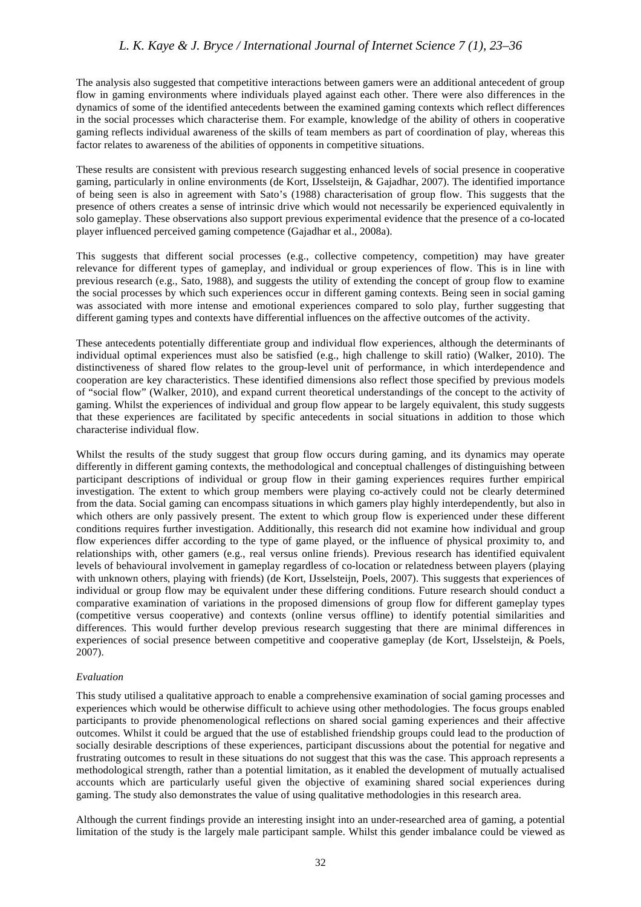The analysis also suggested that competitive interactions between gamers were an additional antecedent of group flow in gaming environments where individuals played against each other. There were also differences in the dynamics of some of the identified antecedents between the examined gaming contexts which reflect differences in the social processes which characterise them. For example, knowledge of the ability of others in cooperative gaming reflects individual awareness of the skills of team members as part of coordination of play, whereas this factor relates to awareness of the abilities of opponents in competitive situations.

These results are consistent with previous research suggesting enhanced levels of social presence in cooperative gaming, particularly in online environments (de Kort, IJsselsteijn, & Gajadhar, 2007). The identified importance of being seen is also in agreement with Sato's (1988) characterisation of group flow. This suggests that the presence of others creates a sense of intrinsic drive which would not necessarily be experienced equivalently in solo gameplay. These observations also support previous experimental evidence that the presence of a co-located player influenced perceived gaming competence (Gajadhar et al., 2008a).

This suggests that different social processes (e.g., collective competency, competition) may have greater relevance for different types of gameplay, and individual or group experiences of flow. This is in line with previous research (e.g., Sato, 1988), and suggests the utility of extending the concept of group flow to examine the social processes by which such experiences occur in different gaming contexts. Being seen in social gaming was associated with more intense and emotional experiences compared to solo play, further suggesting that different gaming types and contexts have differential influences on the affective outcomes of the activity.

These antecedents potentially differentiate group and individual flow experiences, although the determinants of individual optimal experiences must also be satisfied (e.g., high challenge to skill ratio) (Walker, 2010). The distinctiveness of shared flow relates to the group-level unit of performance, in which interdependence and cooperation are key characteristics. These identified dimensions also reflect those specified by previous models of "social flow" (Walker, 2010), and expand current theoretical understandings of the concept to the activity of gaming. Whilst the experiences of individual and group flow appear to be largely equivalent, this study suggests that these experiences are facilitated by specific antecedents in social situations in addition to those which characterise individual flow.

Whilst the results of the study suggest that group flow occurs during gaming, and its dynamics may operate differently in different gaming contexts, the methodological and conceptual challenges of distinguishing between participant descriptions of individual or group flow in their gaming experiences requires further empirical investigation. The extent to which group members were playing co-actively could not be clearly determined from the data. Social gaming can encompass situations in which gamers play highly interdependently, but also in which others are only passively present. The extent to which group flow is experienced under these different conditions requires further investigation. Additionally, this research did not examine how individual and group flow experiences differ according to the type of game played, or the influence of physical proximity to, and relationships with, other gamers (e.g., real versus online friends). Previous research has identified equivalent levels of behavioural involvement in gameplay regardless of co-location or relatedness between players (playing with unknown others, playing with friends) (de Kort, IJsselsteijn, Poels, 2007). This suggests that experiences of individual or group flow may be equivalent under these differing conditions. Future research should conduct a comparative examination of variations in the proposed dimensions of group flow for different gameplay types (competitive versus cooperative) and contexts (online versus offline) to identify potential similarities and differences. This would further develop previous research suggesting that there are minimal differences in experiences of social presence between competitive and cooperative gameplay (de Kort, IJsselsteijn, & Poels, 2007).

*Evaluation*

This study utilised a qualitative approach to enable a comprehensive examination of social gaming processes and experiences which would be otherwise difficult to achieve using other methodologies. The focus groups enabled participants to provide phenomenological reflections on shared social gaming experiences and their affective outcomes. Whilst it could be argued that the use of established friendship groups could lead to the production of socially desirable descriptions of these experiences, participant discussions about the potential for negative and frustrating outcomes to result in these situations do not suggest that this was the case. This approach represents a methodological strength, rather than a potential limitation, as it enabled the development of mutually actualised accounts which are particularly useful given the objective of examining shared social experiences during gaming. The study also demonstrates the value of using qualitative methodologies in this research area.

Although the current findings provide an interesting insight into an under-researched area of gaming, a potential limitation of the study is the largely male participant sample. Whilst this gender imbalance could be viewed as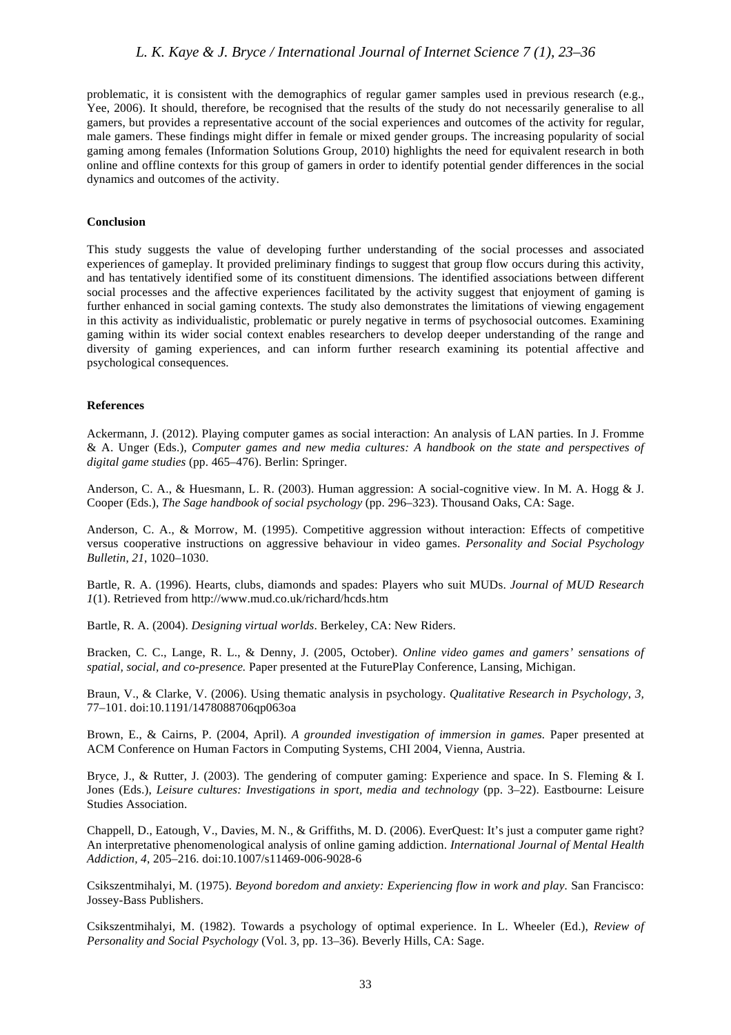problematic, it is consistent with the demographics of regular gamer samples used in previous research (e.g., Yee, 2006). It should, therefore, be recognised that the results of the study do not necessarily generalise to all gamers, but provides a representative account of the social experiences and outcomes of the activity for regular, male gamers. These findings might differ in female or mixed gender groups. The increasing popularity of social gaming among females (Information Solutions Group, 2010) highlights the need for equivalent research in both online and offline contexts for this group of gamers in order to identify potential gender differences in the social dynamics and outcomes of the activity.

**Conclusion**

This study suggests the value of developing further understanding of the social processes and associated experiences of gameplay. It provided preliminary findings to suggest that group flow occurs during this activity, and has tentatively identified some of its constituent dimensions. The identified associations between different social processes and the affective experiences facilitated by the activity suggest that enjoyment of gaming is further enhanced in social gaming contexts. The study also demonstrates the limitations of viewing engagement in this activity as individualistic, problematic or purely negative in terms of psychosocial outcomes. Examining gaming within its wider social context enables researchers to develop deeper understanding of the range and diversity of gaming experiences, and can inform further research examining its potential affective and psychological consequences.

**References**

Ackermann, J. (2012). Playing computer games as social interaction: An analysis of LAN parties. In J. Fromme & A. Unger (Eds.), *Computer games and new media cultures: A handbook on the state and perspectives of digital game studies* (pp. 465–476). Berlin: Springer.

Anderson, C. A., & Huesmann, L. R. (2003). Human aggression: A social-cognitive view. In M. A. Hogg & J. Cooper (Eds.), *The Sage handbook of social psychology* (pp. 296–323). Thousand Oaks, CA: Sage.

Anderson, C. A., & Morrow, M. (1995). Competitive aggression without interaction: Effects of competitive versus cooperative instructions on aggressive behaviour in video games. *Personality and Social Psychology Bulletin, 21*, 1020–1030.

Bartle, R. A. (1996). Hearts, clubs, diamonds and spades: Players who suit MUDs. *Journal of MUD Research 1*(1). Retrieved from http://www.mud.co.uk/richard/hcds.htm

Bartle, R. A. (2004). *Designing virtual worlds*. Berkeley, CA: New Riders.

Bracken, C. C., Lange, R. L., & Denny, J. (2005, October). *Online video games and gamers' sensations of spatial, social, and co-presence.* Paper presented at the FuturePlay Conference, Lansing, Michigan.

Braun, V., & Clarke, V. (2006). Using thematic analysis in psychology. *Qualitative Research in Psychology, 3,* 77–101. doi:10.1191/1478088706qp063oa

Brown, E., & Cairns, P. (2004, April). *A grounded investigation of immersion in games.* Paper presented at ACM Conference on Human Factors in Computing Systems, CHI 2004, Vienna, Austria.

Bryce, J., & Rutter, J. (2003). The gendering of computer gaming: Experience and space. In S. Fleming & I. Jones (Eds.), *Leisure cultures: Investigations in sport, media and technology* (pp. 3–22). Eastbourne: Leisure Studies Association.

Chappell, D., Eatough, V., Davies, M. N., & Griffiths, M. D. (2006). EverQuest: It's just a computer game right? An interpretative phenomenological analysis of online gaming addiction. *International Journal of Mental Health Addiction, 4*, 205–216. doi:10.1007/s11469-006-9028-6

Csikszentmihalyi, M. (1975). *Beyond boredom and anxiety: Experiencing flow in work and play*. San Francisco: Jossey-Bass Publishers.

Csikszentmihalyi, M. (1982). Towards a psychology of optimal experience. In L. Wheeler (Ed.), *Review of Personality and Social Psychology* (Vol. 3, pp. 13–36). Beverly Hills, CA: Sage.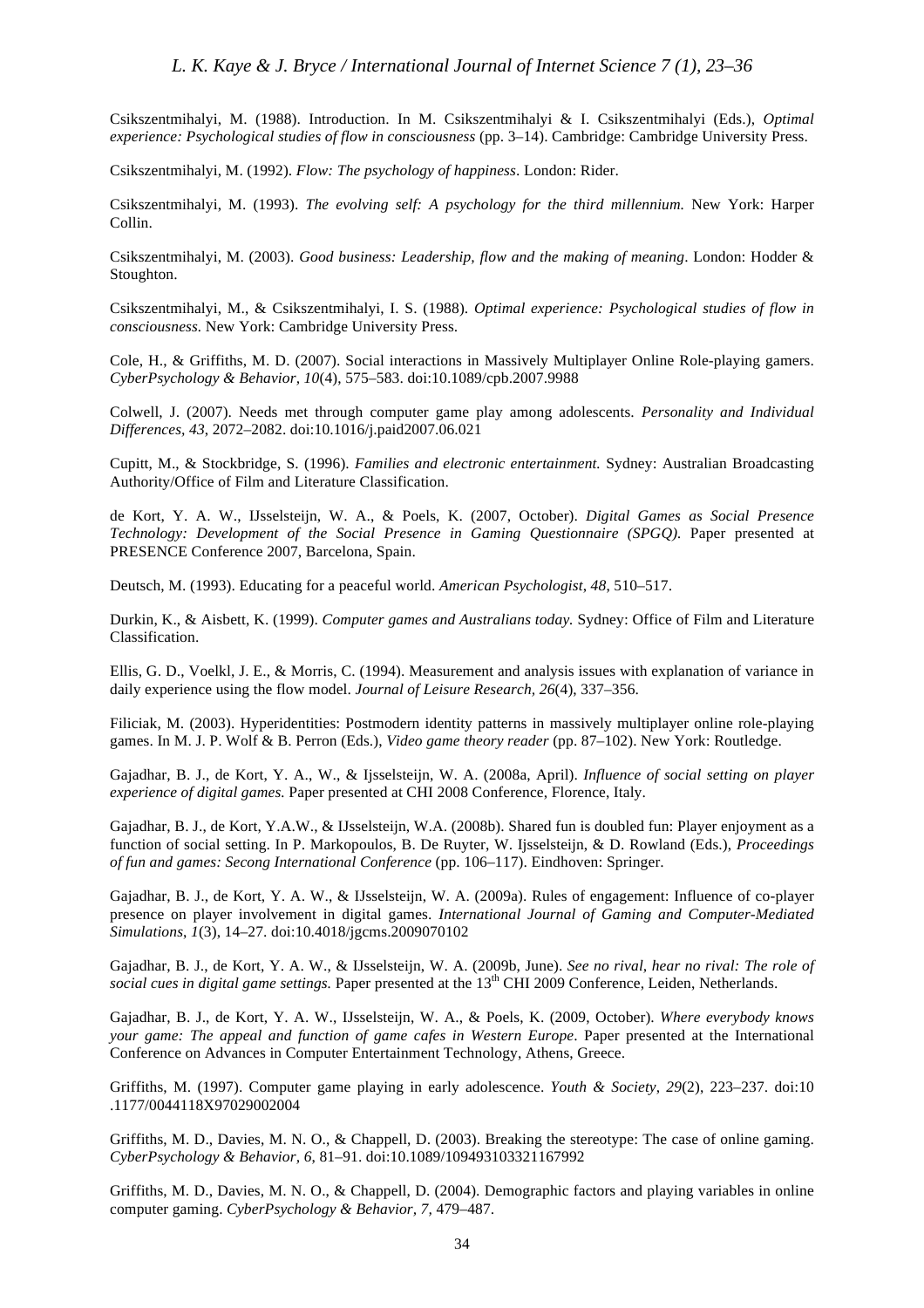Csikszentmihalyi, M. (1988). Introduction. In M. Csikszentmihalyi & I. Csikszentmihalyi (Eds.), *Optimal experience: Psychological studies of flow in consciousness* (pp. 3–14). Cambridge: Cambridge University Press.

Csikszentmihalyi, M. (1992). *Flow: The psychology of happiness*. London: Rider.

Csikszentmihalyi, M. (1993). *The evolving self: A psychology for the third millennium.* New York: Harper Collin.

Csikszentmihalyi, M. (2003). *Good business: Leadership, flow and the making of meaning*. London: Hodder & Stoughton.

Csikszentmihalyi, M., & Csikszentmihalyi, I. S. (1988). *Optimal experience: Psychological studies of flow in consciousness.* New York: Cambridge University Press.

Cole, H., & Griffiths, M. D. (2007). Social interactions in Massively Multiplayer Online Role-playing gamers. *CyberPsychology & Behavior, 10*(4), 575–583. doi:10.1089/cpb.2007.9988

Colwell, J. (2007). Needs met through computer game play among adolescents. *Personality and Individual Differences, 43*, 2072–2082. doi:10.1016/j.paid2007.06.021

Cupitt, M., & Stockbridge, S. (1996). *Families and electronic entertainment.* Sydney: Australian Broadcasting Authority/Office of Film and Literature Classification.

de Kort, Y. A. W., IJsselsteijn, W. A., & Poels, K. (2007, October). *Digital Games as Social Presence Technology: Development of the Social Presence in Gaming Questionnaire (SPGQ).* Paper presented at PRESENCE Conference 2007, Barcelona, Spain.

Deutsch, M. (1993). Educating for a peaceful world. *American Psychologist*, *48*, 510–517.

Durkin, K., & Aisbett, K. (1999). *Computer games and Australians today.* Sydney: Office of Film and Literature Classification.

Ellis, G. D., Voelkl, J. E., & Morris, C. (1994). Measurement and analysis issues with explanation of variance in daily experience using the flow model. *Journal of Leisure Research, 26*(4), 337–356.

Filiciak, M. (2003). Hyperidentities: Postmodern identity patterns in massively multiplayer online role-playing games. In M. J. P. Wolf & B. Perron (Eds.), *Video game theory reader* (pp. 87–102). New York: Routledge.

Gajadhar, B. J., de Kort, Y. A., W., & Ijsselsteijn, W. A. (2008a, April). *Influence of social setting on player experience of digital games.* Paper presented at CHI 2008 Conference, Florence, Italy.

Gajadhar, B. J., de Kort, Y.A.W., & IJsselsteijn, W.A. (2008b). Shared fun is doubled fun: Player enjoyment as a function of social setting. In P. Markopoulos, B. De Ruyter, W. Ijsselsteijn, & D. Rowland (Eds.), *Proceedings of fun and games: Secong International Conference* (pp. 106–117). Eindhoven: Springer.

Gajadhar, B. J., de Kort, Y. A. W., & IJsselsteijn, W. A. (2009a). Rules of engagement: Influence of co-player presence on player involvement in digital games. *International Journal of Gaming and Computer-Mediated Simulations*, *1*(3), 14–27. doi:10.4018/jgcms.2009070102

Gajadhar, B. J., de Kort, Y. A. W., & IJsselsteijn, W. A. (2009b, June). *See no rival, hear no rival: The role of social cues in digital game settings.* Paper presented at the 13th CHI 2009 Conference, Leiden, Netherlands.

Gajadhar, B. J., de Kort, Y. A. W., IJsselsteijn, W. A., & Poels, K. (2009, October). *Where everybody knows your game: The appeal and function of game cafes in Western Europe*. Paper presented at the International Conference on Advances in Computer Entertainment Technology, Athens, Greece.

Griffiths, M. (1997). Computer game playing in early adolescence. *Youth & Society*, *29*(2), 223–237. doi:10 .1177/0044118X97029002004

Griffiths, M. D., Davies, M. N. O., & Chappell, D. (2003). Breaking the stereotype: The case of online gaming. *CyberPsychology & Behavior, 6,* 81–91. doi:10.1089/109493103321167992

Griffiths, M. D., Davies, M. N. O., & Chappell, D. (2004). Demographic factors and playing variables in online computer gaming. *CyberPsychology & Behavior, 7,* 479–487.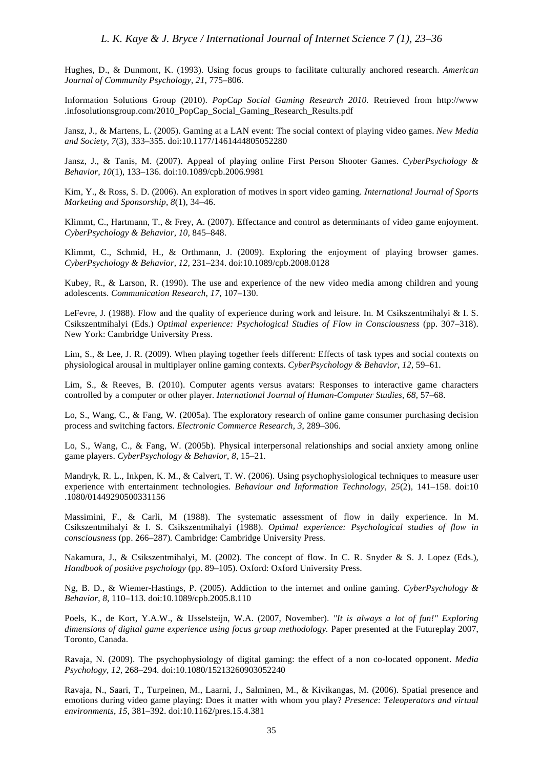Hughes, D., & Dunmont, K. (1993). Using focus groups to facilitate culturally anchored research. *American Journal of Community Psychology*, *21*, 775–806.

Information Solutions Group (2010). *PopCap Social Gaming Research 2010.* Retrieved from http://www .infosolutionsgroup.com/2010_PopCap_Social_Gaming_Research_Results.pdf

Jansz, J., & Martens, L. (2005). Gaming at a LAN event: The social context of playing video games. *New Media and Society*, *7*(3), 333–355. doi:10.1177/1461444805052280

Jansz, J., & Tanis, M. (2007). Appeal of playing online First Person Shooter Games. *CyberPsychology & Behavior, 10*(1), 133–136. doi:10.1089/cpb.2006.9981

Kim, Y., & Ross, S. D. (2006). An exploration of motives in sport video gaming. *International Journal of Sports Marketing and Sponsorship*, *8*(1), 34–46.

Klimmt, C., Hartmann, T., & Frey, A. (2007). Effectance and control as determinants of video game enjoyment. *CyberPsychology & Behavior*, *10*, 845–848.

Klimmt, C., Schmid, H., & Orthmann, J. (2009). Exploring the enjoyment of playing browser games. *CyberPsychology & Behavior, 12,* 231–234. doi:10.1089/cpb.2008.0128

Kubey, R., & Larson, R. (1990). The use and experience of the new video media among children and young adolescents. *Communication Research*, *17*, 107–130.

LeFevre, J. (1988). Flow and the quality of experience during work and leisure. In. M Csikszentmihalyi & I. S. Csikszentmihalyi (Eds.) *Optimal experience: Psychological Studies of Flow in Consciousness* (pp. 307–318). New York: Cambridge University Press.

Lim, S., & Lee, J. R. (2009). When playing together feels different: Effects of task types and social contexts on physiological arousal in multiplayer online gaming contexts. *CyberPsychology & Behavior*, *12,* 59–61.

Lim, S., & Reeves, B. (2010). Computer agents versus avatars: Responses to interactive game characters controlled by a computer or other player. *International Journal of Human-Computer Studies, 68,* 57–68.

Lo, S., Wang, C., & Fang, W. (2005a). The exploratory research of online game consumer purchasing decision process and switching factors. *Electronic Commerce Research*, *3,* 289–306.

Lo, S., Wang, C., & Fang, W. (2005b). Physical interpersonal relationships and social anxiety among online game players. *CyberPsychology & Behavior*, *8*, 15–21.

Mandryk, R. L., Inkpen, K. M., & Calvert, T. W. (2006). Using psychophysiological techniques to measure user experience with entertainment technologies. *Behaviour and Information Technology*, *25*(2), 141–158. doi:10 .1080/01449290500331156

Massimini, F., & Carli, M (1988). The systematic assessment of flow in daily experience. In M. Csikszentmihalyi & I. S. Csikszentmihalyi (1988). *Optimal experience: Psychological studies of flow in consciousness* (pp. 266–287)*.* Cambridge: Cambridge University Press.

Nakamura, J., & Csikszentmihalyi, M. (2002). The concept of flow. In C. R. Snyder & S. J. Lopez (Eds.), *Handbook of positive psychology* (pp. 89–105). Oxford: Oxford University Press.

Ng, B. D., & Wiemer-Hastings, P. (2005). Addiction to the internet and online gaming. *CyberPsychology & Behavior*, *8*, 110–113. doi:10.1089/cpb.2005.8.110

Poels, K., de Kort, Y.A.W., & IJsselsteijn, W.A. (2007, November). *"It is always a lot of fun!" Exploring dimensions of digital game experience using focus group methodology.* Paper presented at the Futureplay 2007, Toronto, Canada.

Ravaja, N. (2009). The psychophysiology of digital gaming: the effect of a non co-located opponent. *Media Psychology, 12,* 268–294. doi:10.1080/15213260903052240

Ravaja, N., Saari, T., Turpeinen, M., Laarni, J., Salminen, M., & Kivikangas, M. (2006). Spatial presence and emotions during video game playing: Does it matter with whom you play? *Presence: Teleoperators and virtual environments*, *15,* 381–392. doi:10.1162/pres.15.4.381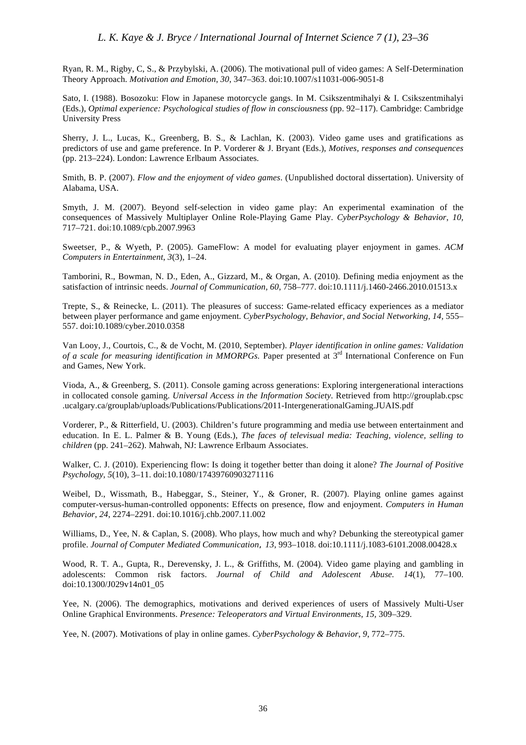Ryan, R. M., Rigby, C, S., & Przybylski, A. (2006). The motivational pull of video games: A Self-Determination Theory Approach. *Motivation and Emotion*, *30*, 347–363. doi:10.1007/s11031-006-9051-8

Sato, I. (1988). Bosozoku: Flow in Japanese motorcycle gangs. In M. Csikszentmihalyi & I. Csikszentmihalyi (Eds.), *Optimal experience: Psychological studies of flow in consciousness* (pp. 92–117). Cambridge: Cambridge University Press

Sherry, J. L., Lucas, K., Greenberg, B. S., & Lachlan, K. (2003). Video game uses and gratifications as predictors of use and game preference. In P. Vorderer & J. Bryant (Eds.), *Motives, responses and consequences* (pp. 213–224). London: Lawrence Erlbaum Associates.

Smith, B. P. (2007). *Flow and the enjoyment of video games*. (Unpublished doctoral dissertation). University of Alabama, USA.

Smyth, J. M. (2007). Beyond self-selection in video game play: An experimental examination of the consequences of Massively Multiplayer Online Role-Playing Game Play. *CyberPsychology & Behavior*, *10*, 717–721. doi:10.1089/cpb.2007.9963

Sweetser, P., & Wyeth, P. (2005). GameFlow: A model for evaluating player enjoyment in games. *ACM Computers in Entertainment*, *3*(3), 1–24.

Tamborini, R., Bowman, N. D., Eden, A., Gizzard, M., & Organ, A. (2010). Defining media enjoyment as the satisfaction of intrinsic needs. *Journal of Communication, 60,* 758–777. doi:10.1111/j.1460-2466.2010.01513.x

Trepte, S., & Reinecke, L. (2011). The pleasures of success: Game-related efficacy experiences as a mediator between player performance and game enjoyment. *CyberPsychology, Behavior, and Social Networking, 14,* 555–557. doi:10.1089/cyber.2010.0358

Van Looy, J., Courtois, C., & de Vocht, M. (2010, September). *Player identification in online games: Validation of a scale for measuring identification in MMORPGs.* Paper presented at 3rd International Conference on Fun and Games, New York.

Vioda, A., & Greenberg, S. (2011). Console gaming across generations: Exploring intergenerational interactions in collocated console gaming. *Universal Access in the Information Society*. Retrieved from http://grouplab.cpsc.ucalgary.ca/grouplab/uploads/Publications/Publications/2011-IntergenerationalGaming.JUAIS.pdf

Vorderer, P., & Ritterfield, U. (2003). Children's future programming and media use between entertainment and education. In E. L. Palmer & B. Young (Eds.), *The faces of televisual media: Teaching, violence, selling to children* (pp. 241–262). Mahwah, NJ: Lawrence Erlbaum Associates.

Walker, C. J. (2010). Experiencing flow: Is doing it together better than doing it alone? *The Journal of Positive Psychology*, *5*(10), 3–11. doi:10.1080/17439760903271116

Weibel, D., Wissmath, B., Habeggar, S., Steiner, Y., & Groner, R. (2007). Playing online games against computer-versus-human-controlled opponents: Effects on presence, flow and enjoyment. *Computers in Human Behavior*, *24*, 2274–2291. doi:10.1016/j.chb.2007.11.002

Williams, D., Yee, N. & Caplan, S. (2008). Who plays, how much and why? Debunking the stereotypical gamer profile. *Journal of Computer Mediated Communication, 13*, 993–1018. doi:10.1111/j.1083-6101.2008.00428.x

Wood, R. T. A., Gupta, R., Derevensky, J. L., & Griffiths, M. (2004). Video game playing and gambling in adolescents: Common risk factors. *Journal of Child and Adolescent Abuse. 14*(1), 77–100. doi:10.1300/J029v14n01_05

Yee, N. (2006). The demographics, motivations and derived experiences of users of Massively Multi-User Online Graphical Environments. *Presence: Teleoperators and Virtual Environments, 15*, 309–329.

Yee, N. (2007). Motivations of play in online games. *CyberPsychology & Behavior*, *9*, 772–775.